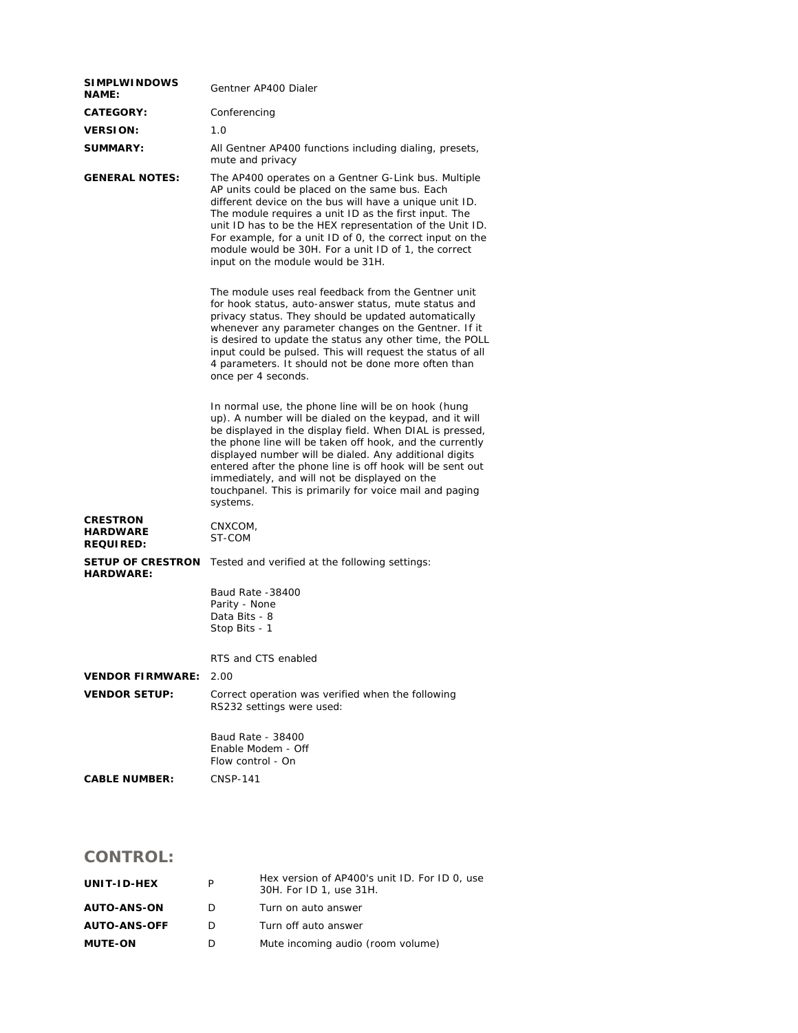| | |
|---|---|
| **SIMPLWINDOWS NAME:** | Gentner AP400 Dialer |
| **CATEGORY:** | Conferencing |
| **VERSION:** | 1.0 |
| **SUMMARY:** | All Gentner AP400 functions including dialing, presets, mute and privacy |
| **GENERAL NOTES:** | The AP400 operates on a Gentner G-Link bus. Multiple AP units could be placed on the same bus. Each different device on the bus will have a unique unit ID. The module requires a unit ID as the first input. The unit ID has to be the HEX representation of the Unit ID. For example, for a unit ID of 0, the correct input on the module would be 30H. For a unit ID of 1, the correct input on the module would be 31H.<br><br>The module uses real feedback from the Gentner unit for hook status, auto-answer status, mute status and privacy status. They should be updated automatically whenever any parameter changes on the Gentner. If it is desired to update the status any other time, the POLL input could be pulsed. This will request the status of all 4 parameters. It should not be done more often than once per 4 seconds.<br><br>In normal use, the phone line will be on hook (hung up). A number will be dialed on the keypad, and it will be displayed in the display field. When DIAL is pressed, the phone line will be taken off hook, and the currently displayed number will be dialed. Any additional digits entered after the phone line is off hook will be sent out immediately, and will not be displayed on the touchpanel. This is primarily for voice mail and paging systems. |
| **CRESTRON HARDWARE REQUIRED:** | CNXCOM,<br>ST-COM |
| **SETUP OF CRESTRON HARDWARE:** | Tested and verified at the following settings:<br><br>Baud Rate -38400<br>Parity - None<br>Data Bits - 8<br>Stop Bits - 1<br><br>RTS and CTS enabled |
| **VENDOR FIRMWARE:** | 2.00 |
| **VENDOR SETUP:** | Correct operation was verified when the following RS232 settings were used:<br><br>Baud Rate - 38400<br>Enable Modem - Off<br>Flow control - On |
| **CABLE NUMBER:** | CNSP-141 |

## CONTROL:

| | | |
|---|---|---|
| **UNIT-ID-HEX** | P | Hex version of AP400's unit ID. For ID 0, use 30H. For ID 1, use 31H. |
| **AUTO-ANS-ON** | D | Turn on auto answer |
| **AUTO-ANS-OFF** | D | Turn off auto answer |
| **MUTE-ON** | D | Mute incoming audio (room volume) |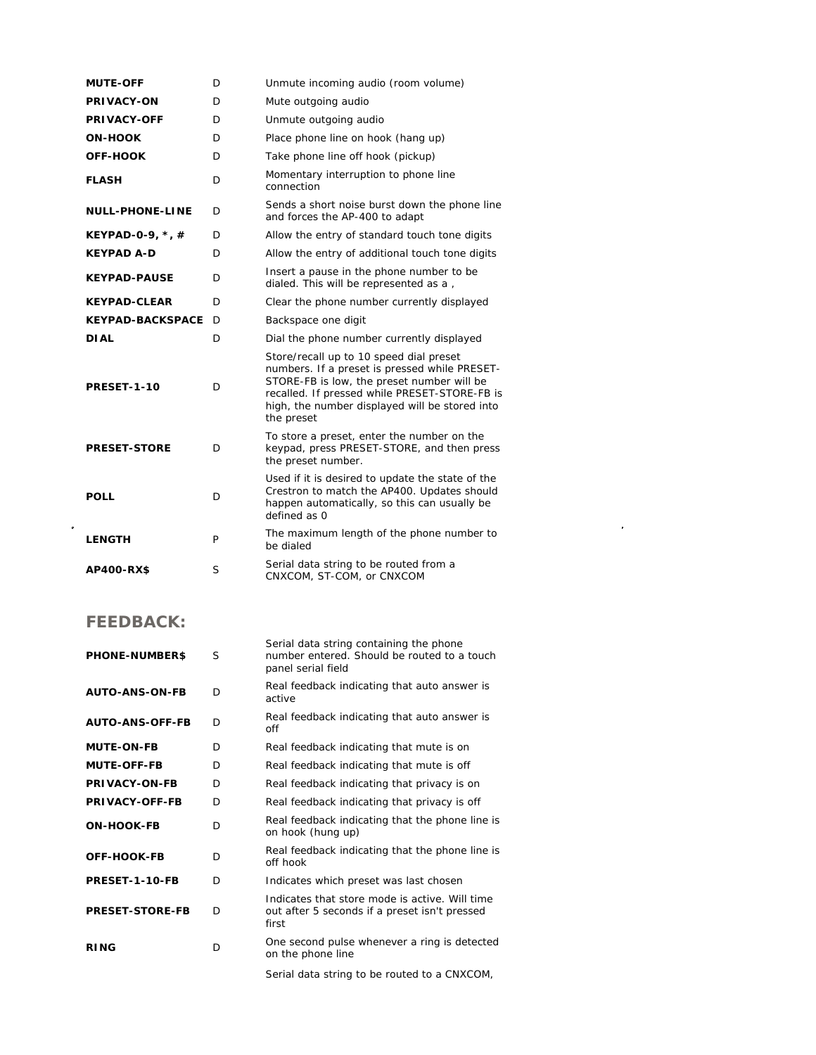| | | |
|---|---|---|
| **MUTE-OFF** | D | Unmute incoming audio (room volume) |
| **PRIVACY-ON** | D | Mute outgoing audio |
| **PRIVACY-OFF** | D | Unmute outgoing audio |
| **ON-HOOK** | D | Place phone line on hook (hang up) |
| **OFF-HOOK** | D | Take phone line off hook (pickup) |
| **FLASH** | D | Momentary interruption to phone line connection |
| **NULL-PHONE-LINE** | D | Sends a short noise burst down the phone line and forces the AP-400 to adapt |
| **KEYPAD-0-9, *, #** | D | Allow the entry of standard touch tone digits |
| **KEYPAD A-D** | D | Allow the entry of additional touch tone digits |
| **KEYPAD-PAUSE** | D | Insert a pause in the phone number to be dialed. This will be represented as a , |
| **KEYPAD-CLEAR** | D | Clear the phone number currently displayed |
| **KEYPAD-BACKSPACE** | D | Backspace one digit |
| **DIAL** | D | Dial the phone number currently displayed |
| **PRESET-1-10** | D | Store/recall up to 10 speed dial preset numbers. If a preset is pressed while PRESET-STORE-FB is low, the preset number will be recalled. If pressed while PRESET-STORE-FB is high, the number displayed will be stored into the preset |
| **PRESET-STORE** | D | To store a preset, enter the number on the keypad, press PRESET-STORE, and then press the preset number. |
| **POLL** | D | Used if it is desired to update the state of the Crestron to match the AP400. Updates should happen automatically, so this can usually be defined as 0 |
| **LENGTH** | P | The maximum length of the phone number to be dialed |
| **AP400-RX$** | S | Serial data string to be routed from a CNXCOM, ST-COM, or CNXCOM |

## FEEDBACK:

| | | |
|---|---|---|
| **PHONE-NUMBER$** | S | Serial data string containing the phone number entered. Should be routed to a touch panel serial field |
| **AUTO-ANS-ON-FB** | D | Real feedback indicating that auto answer is active |
| **AUTO-ANS-OFF-FB** | D | Real feedback indicating that auto answer is off |
| **MUTE-ON-FB** | D | Real feedback indicating that mute is on |
| **MUTE-OFF-FB** | D | Real feedback indicating that mute is off |
| **PRIVACY-ON-FB** | D | Real feedback indicating that privacy is on |
| **PRIVACY-OFF-FB** | D | Real feedback indicating that privacy is off |
| **ON-HOOK-FB** | D | Real feedback indicating that the phone line is on hook (hung up) |
| **OFF-HOOK-FB** | D | Real feedback indicating that the phone line is off hook |
| **PRESET-1-10-FB** | D | Indicates which preset was last chosen |
| **PRESET-STORE-FB** | D | Indicates that store mode is active. Will time out after 5 seconds if a preset isn't pressed first |
| **RING** | D | One second pulse whenever a ring is detected on the phone line |
| | | Serial data string to be routed to a CNXCOM, |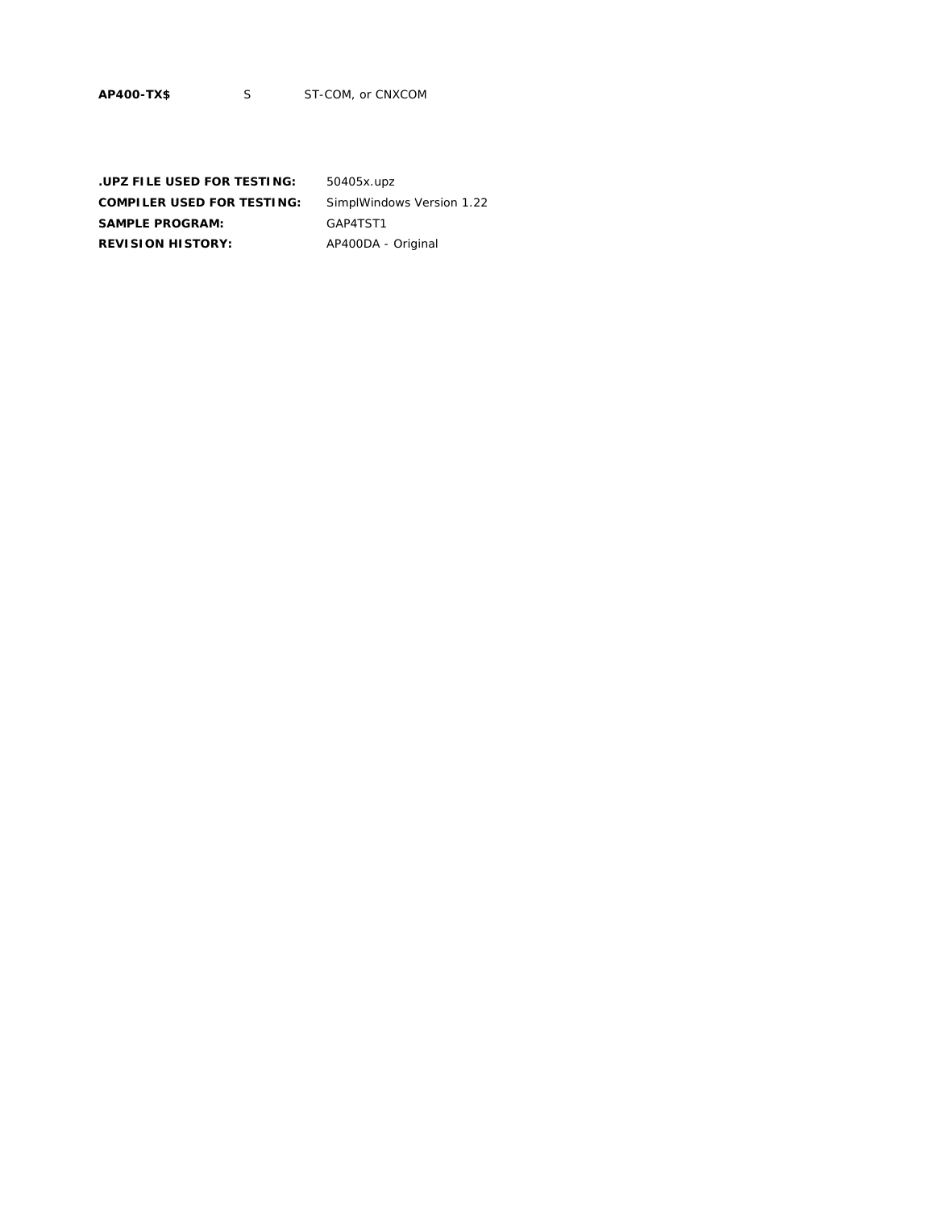| | | |
|---|---|---|
| **AP400-TX$** | S | ST-COM, or CNXCOM |

| | |
|---|---|
| **.UPZ FILE USED FOR TESTING:** | 50405x.upz |
| **COMPILER USED FOR TESTING:** | SimplWindows Version 1.22 |
| **SAMPLE PROGRAM:** | GAP4TST1 |
| **REVISION HISTORY:** | AP400DA - Original |